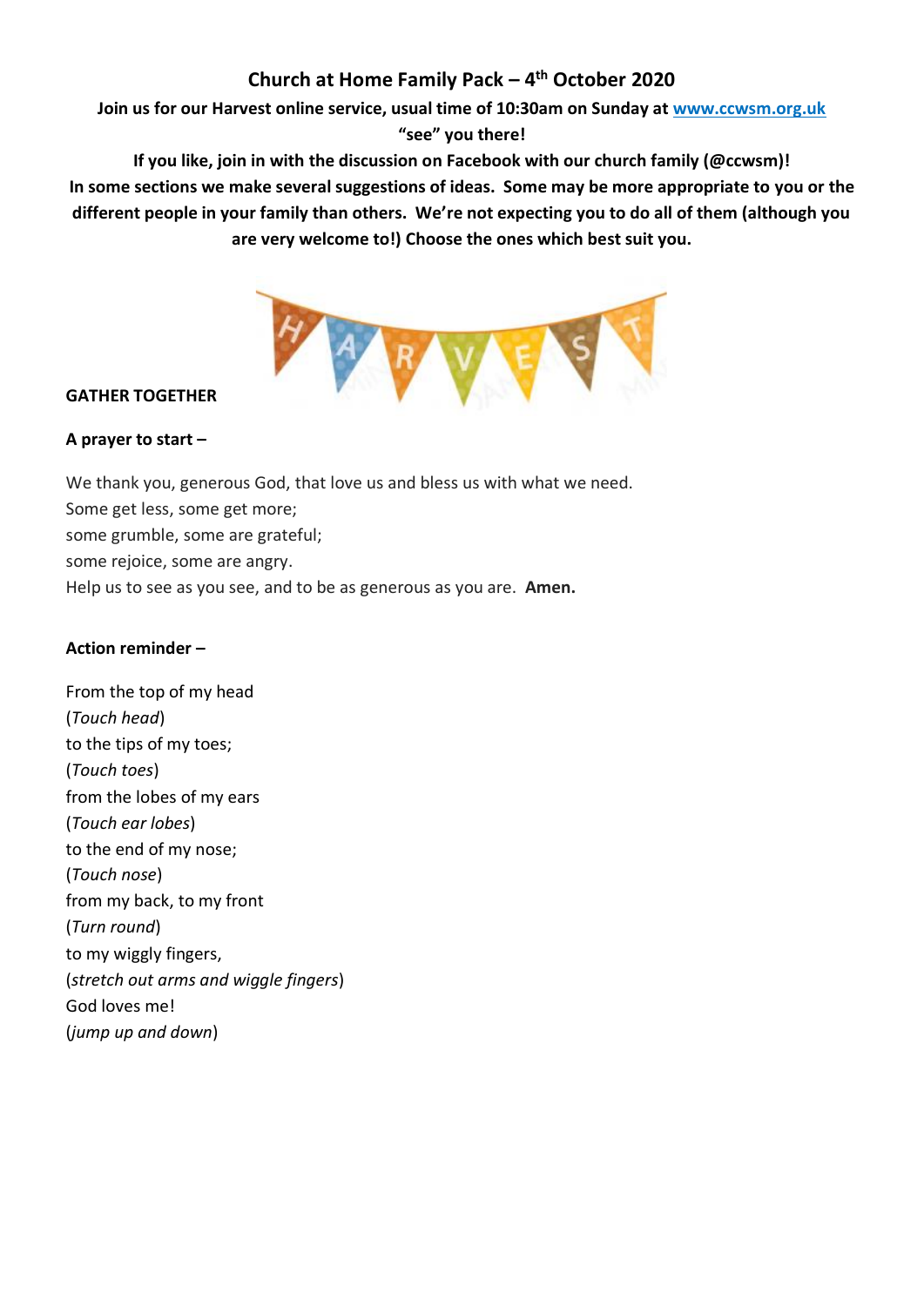# Church at Home Family Pack – 4th October 2020

**Join us for our Harvest online service, usual time of 10:30am on Sunday at [www.ccwsm.org.uk](http://www.ccwsm.org.uk) "see" you there!**

**If you like, join in with the discussion on Facebook with our church family (@ccwsm)!**

**In some sections we make several suggestions of ideas. Some may be more appropriate to you or the different people in your family than others. We're not expecting you to do all of them (although you are very welcome to!) Choose the ones which best suit you.**

## GATHER TOGETHER

### A prayer to start –

We thank you, generous God, that love us and bless us with what we need.
Some get less, some get more;
some grumble, some are grateful;
some rejoice, some are angry.
Help us to see as you see, and to be as generous as you are. **Amen.**

### Action reminder –

From the top of my head
(*Touch head*)
to the tips of my toes;
(*Touch toes*)
from the lobes of my ears
(*Touch ear lobes*)
to the end of my nose;
(*Touch nose*)
from my back, to my front
(*Turn round*)
to my wiggly fingers,
(*stretch out arms and wiggle fingers*)
God loves me!
(*jump up and down*)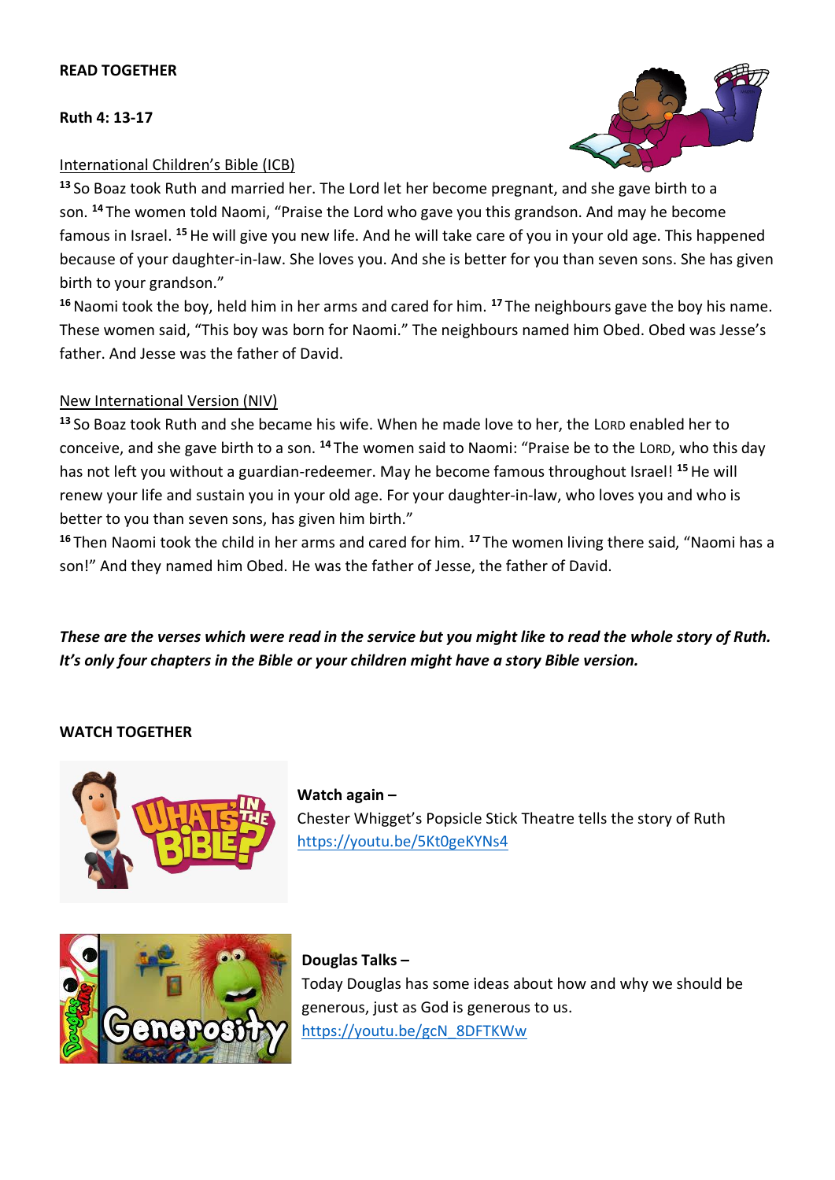**READ TOGETHER**

**Ruth 4: 13-17**

International Children's Bible (ICB)

[13] So Boaz took Ruth and married her. The Lord let her become pregnant, and she gave birth to a son. [14] The women told Naomi, "Praise the Lord who gave you this grandson. And may he become famous in Israel. [15] He will give you new life. And he will take care of you in your old age. This happened because of your daughter-in-law. She loves you. And she is better for you than seven sons. She has given birth to your grandson."

[16] Naomi took the boy, held him in her arms and cared for him. [17] The neighbours gave the boy his name. These women said, "This boy was born for Naomi." The neighbours named him Obed. Obed was Jesse's father. And Jesse was the father of David.

New International Version (NIV)

[13] So Boaz took Ruth and she became his wife. When he made love to her, the LORD enabled her to conceive, and she gave birth to a son. [14] The women said to Naomi: "Praise be to the LORD, who this day has not left you without a guardian-redeemer. May he become famous throughout Israel! [15] He will renew your life and sustain you in your old age. For your daughter-in-law, who loves you and who is better to you than seven sons, has given him birth."

[16] Then Naomi took the child in her arms and cared for him. [17] The women living there said, "Naomi has a son!" And they named him Obed. He was the father of Jesse, the father of David.

***These are the verses which were read in the service but you might like to read the whole story of Ruth. It's only four chapters in the Bible or your children might have a story Bible version.***

**WATCH TOGETHER**

**Watch again –**
Chester Whigget's Popsicle Stick Theatre tells the story of Ruth
https://youtu.be/5Kt0geKYNs4

**Douglas Talks –**
Today Douglas has some ideas about how and why we should be generous, just as God is generous to us.
https://youtu.be/gcN_8DFTKWw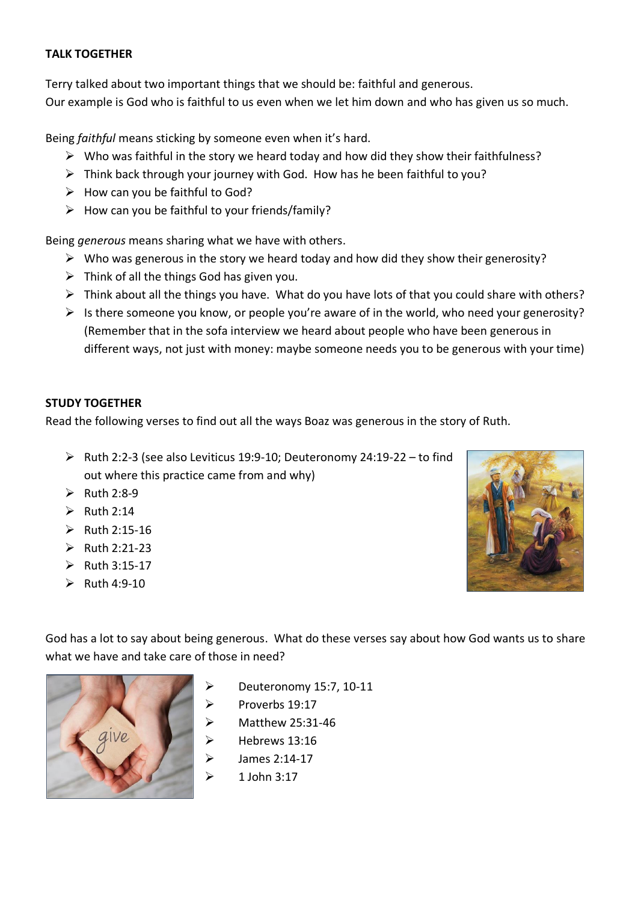**TALK TOGETHER**

Terry talked about two important things that we should be: faithful and generous.
Our example is God who is faithful to us even when we let him down and who has given us so much.

Being *faithful* means sticking by someone even when it's hard.

- Who was faithful in the story we heard today and how did they show their faithfulness?
- Think back through your journey with God. How has he been faithful to you?
- How can you be faithful to God?
- How can you be faithful to your friends/family?

Being *generous* means sharing what we have with others.

- Who was generous in the story we heard today and how did they show their generosity?
- Think of all the things God has given you.
- Think about all the things you have. What do you have lots of that you could share with others?
- Is there someone you know, or people you're aware of in the world, who need your generosity? (Remember that in the sofa interview we heard about people who have been generous in different ways, not just with money: maybe someone needs you to be generous with your time)

**STUDY TOGETHER**

Read the following verses to find out all the ways Boaz was generous in the story of Ruth.

- Ruth 2:2-3 (see also Leviticus 19:9-10; Deuteronomy 24:19-22 – to find out where this practice came from and why)
- Ruth 2:8-9
- Ruth 2:14
- Ruth 2:15-16
- Ruth 2:21-23
- Ruth 3:15-17
- Ruth 4:9-10

God has a lot to say about being generous. What do these verses say about how God wants us to share what we have and take care of those in need?

- Deuteronomy 15:7, 10-11
- Proverbs 19:17
- Matthew 25:31-46
- Hebrews 13:16
- James 2:14-17
- 1 John 3:17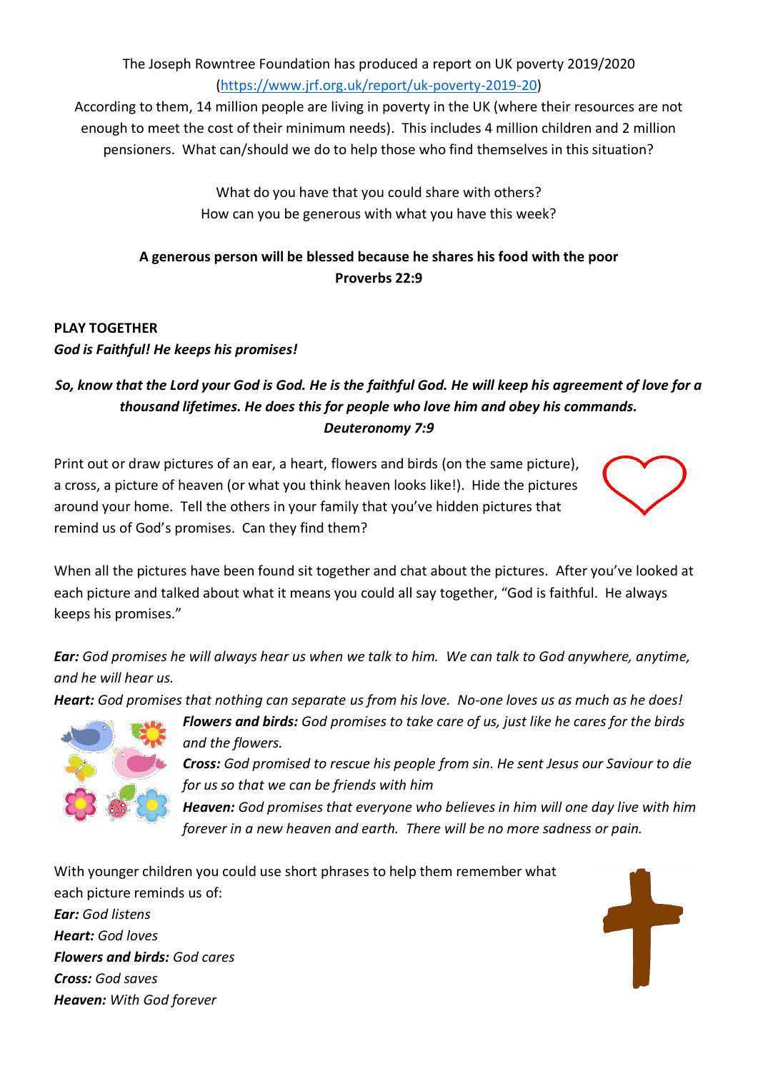The Joseph Rowntree Foundation has produced a report on UK poverty 2019/2020 (https://www.jrf.org.uk/report/uk-poverty-2019-20)

According to them, 14 million people are living in poverty in the UK (where their resources are not enough to meet the cost of their minimum needs). This includes 4 million children and 2 million pensioners. What can/should we do to help those who find themselves in this situation?

What do you have that you could share with others?
How can you be generous with what you have this week?

**A generous person will be blessed because he shares his food with the poor**
**Proverbs 22:9**

**PLAY TOGETHER**

***God is Faithful! He keeps his promises!***

***So, know that the Lord your God is God. He is the faithful God. He will keep his agreement of love for a thousand lifetimes. He does this for people who love him and obey his commands.***
***Deuteronomy 7:9***

Print out or draw pictures of an ear, a heart, flowers and birds (on the same picture), a cross, a picture of heaven (or what you think heaven looks like!). Hide the pictures around your home. Tell the others in your family that you've hidden pictures that remind us of God's promises. Can they find them?

When all the pictures have been found sit together and chat about the pictures. After you've looked at each picture and talked about what it means you could all say together, "God is faithful. He always keeps his promises."

***Ear:*** *God promises he will always hear us when we talk to him. We can talk to God anywhere, anytime, and he will hear us.*

***Heart:*** *God promises that nothing can separate us from his love. No-one loves us as much as he does!*

***Flowers and birds:*** *God promises to take care of us, just like he cares for the birds and the flowers.*

***Cross:*** *God promised to rescue his people from sin. He sent Jesus our Saviour to die for us so that we can be friends with him*

***Heaven:*** *God promises that everyone who believes in him will one day live with him forever in a new heaven and earth. There will be no more sadness or pain.*

With younger children you could use short phrases to help them remember what each picture reminds us of:

***Ear:*** *God listens*
***Heart:*** *God loves*
***Flowers and birds:*** *God cares*
***Cross:*** *God saves*
***Heaven:*** *With God forever*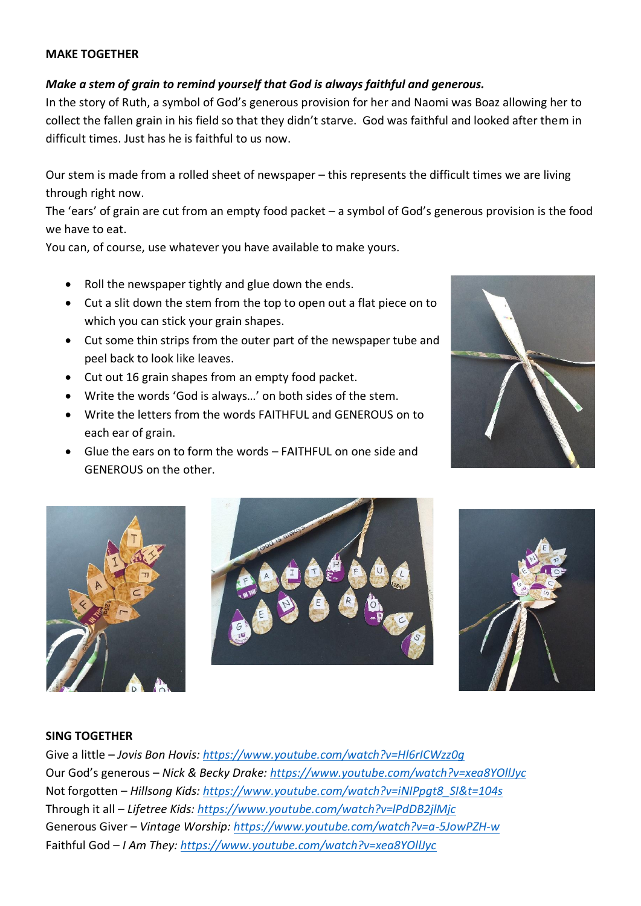**MAKE TOGETHER**

***Make a stem of grain to remind yourself that God is always faithful and generous.***

In the story of Ruth, a symbol of God's generous provision for her and Naomi was Boaz allowing her to collect the fallen grain in his field so that they didn't starve. God was faithful and looked after them in difficult times. Just has he is faithful to us now.

Our stem is made from a rolled sheet of newspaper – this represents the difficult times we are living through right now.

The 'ears' of grain are cut from an empty food packet – a symbol of God's generous provision is the food we have to eat.

You can, of course, use whatever you have available to make yours.

- Roll the newspaper tightly and glue down the ends.
- Cut a slit down the stem from the top to open out a flat piece on to which you can stick your grain shapes.
- Cut some thin strips from the outer part of the newspaper tube and peel back to look like leaves.
- Cut out 16 grain shapes from an empty food packet.
- Write the words 'God is always…' on both sides of the stem.
- Write the letters from the words FAITHFUL and GENEROUS on to each ear of grain.
- Glue the ears on to form the words – FAITHFUL on one side and GENEROUS on the other.

**SING TOGETHER**

Give a little – *Jovis Bon Hovis:* https://www.youtube.com/watch?v=Hl6rICWzz0g
Our God's generous – *Nick & Becky Drake:* https://www.youtube.com/watch?v=xea8YOllJyc
Not forgotten – *Hillsong Kids:* https://www.youtube.com/watch?v=iNIPpgt8_SI&t=104s
Through it all – *Lifetree Kids:* https://www.youtube.com/watch?v=lPdDB2jlMjc
Generous Giver – *Vintage Worship:* https://www.youtube.com/watch?v=a-5JowPZH-w
Faithful God – *I Am They:* https://www.youtube.com/watch?v=xea8YOllJyc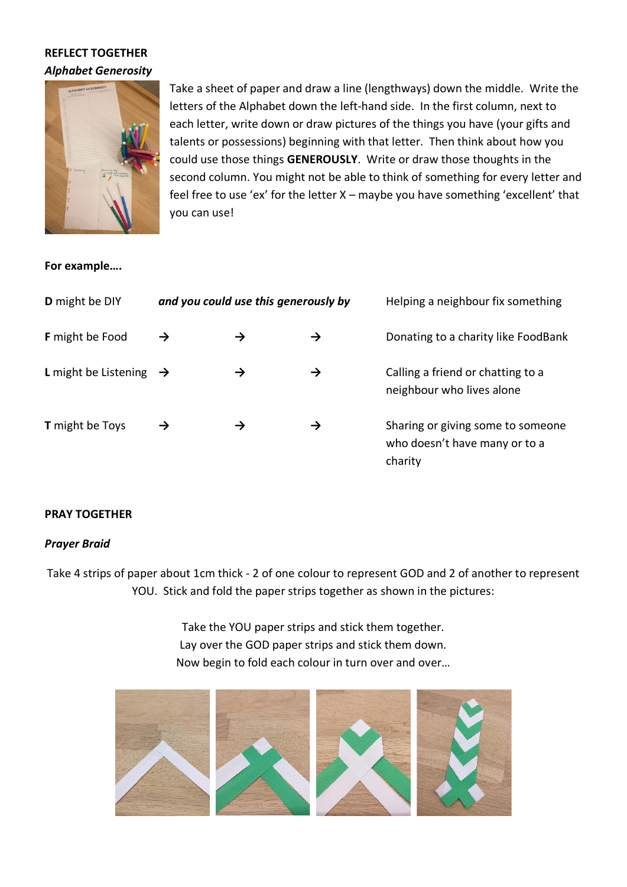**REFLECT TOGETHER**

***Alphabet Generosity***

Take a sheet of paper and draw a line (lengthways) down the middle. Write the letters of the Alphabet down the left-hand side. In the first column, next to each letter, write down or draw pictures of the things you have (your gifts and talents or possessions) beginning with that letter. Then think about how you could use those things **GENEROUSLY**. Write or draw those thoughts in the second column. You might not be able to think of something for every letter and feel free to use 'ex' for the letter X – maybe you have something 'excellent' that you can use!

**For example….**

| | | |
|---|---|---|
| **D** might be DIY | ***and you could use this generously by*** | Helping a neighbour fix something |
| **F** might be Food | → → → | Donating to a charity like FoodBank |
| **L** might be Listening | → → → | Calling a friend or chatting to a neighbour who lives alone |
| **T** might be Toys | → → → | Sharing or giving some to someone who doesn't have many or to a charity |

**PRAY TOGETHER**

***Prayer Braid***

Take 4 strips of paper about 1cm thick - 2 of one colour to represent GOD and 2 of another to represent YOU. Stick and fold the paper strips together as shown in the pictures:

Take the YOU paper strips and stick them together.
Lay over the GOD paper strips and stick them down.
Now begin to fold each colour in turn over and over…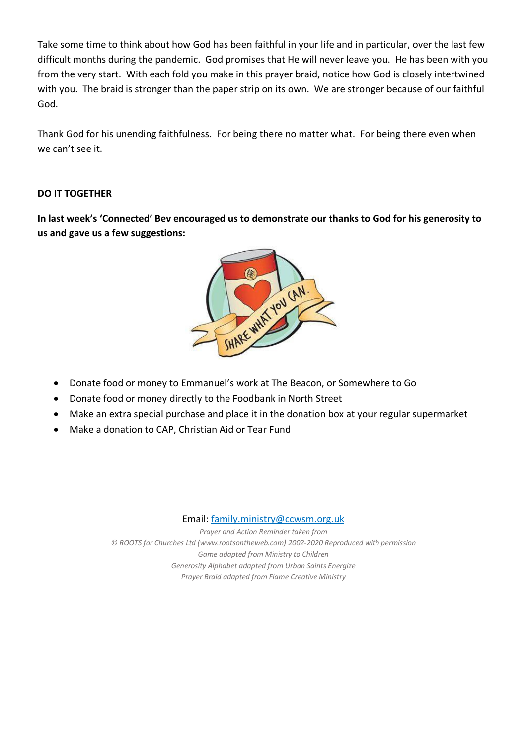Take some time to think about how God has been faithful in your life and in particular, over the last few difficult months during the pandemic. God promises that He will never leave you. He has been with you from the very start. With each fold you make in this prayer braid, notice how God is closely intertwined with you. The braid is stronger than the paper strip on its own. We are stronger because of our faithful God.

Thank God for his unending faithfulness. For being there no matter what. For being there even when we can't see it.

**DO IT TOGETHER**

**In last week's 'Connected' Bev encouraged us to demonstrate our thanks to God for his generosity to us and gave us a few suggestions:**

- Donate food or money to Emmanuel's work at The Beacon, or Somewhere to Go
- Donate food or money directly to the Foodbank in North Street
- Make an extra special purchase and place it in the donation box at your regular supermarket
- Make a donation to CAP, Christian Aid or Tear Fund

Email: family.ministry@ccwsm.org.uk

*Prayer and Action Reminder taken from*
*© ROOTS for Churches Ltd (www.rootsontheweb.com) 2002-2020 Reproduced with permission*
*Game adapted from Ministry to Children*
*Generosity Alphabet adapted from Urban Saints Energize*
*Prayer Braid adapted from Flame Creative Ministry*